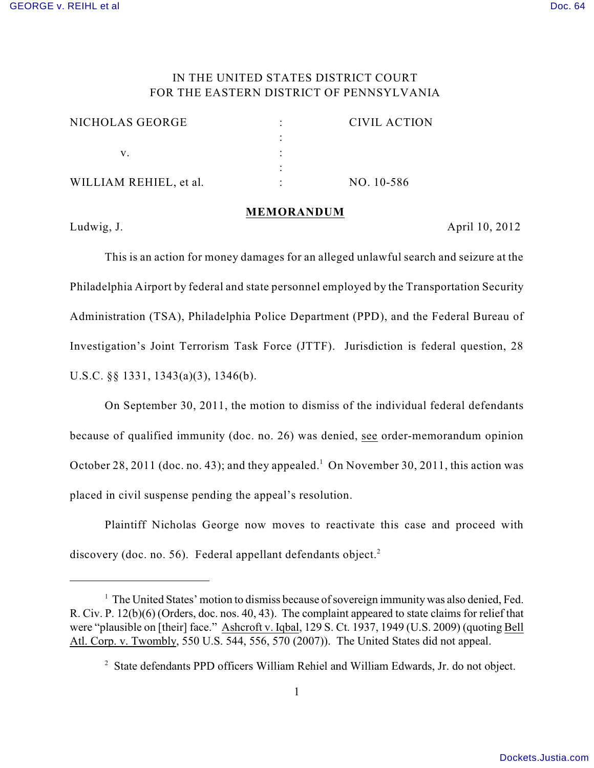IN THE UNITED STATES DISTRICT COURT
FOR THE EASTERN DISTRICT OF PENNSYLVANIA

| | | |
|---|---|---|
| NICHOLAS GEORGE | : | CIVIL ACTION |
| | : | |
| v. | : | |
| | : | |
| WILLIAM REHIEL, et al. | : | NO. 10-586 |

**MEMORANDUM**

Ludwig, J. April 10, 2012

This is an action for money damages for an alleged unlawful search and seizure at the Philadelphia Airport by federal and state personnel employed by the Transportation Security Administration (TSA), Philadelphia Police Department (PPD), and the Federal Bureau of Investigation's Joint Terrorism Task Force (JTTF). Jurisdiction is federal question, 28 U.S.C. §§ 1331, 1343(a)(3), 1346(b).

On September 30, 2011, the motion to dismiss of the individual federal defendants because of qualified immunity (doc. no. 26) was denied, see order-memorandum opinion October 28, 2011 (doc. no. 43); and they appealed.[1] On November 30, 2011, this action was placed in civil suspense pending the appeal's resolution.

Plaintiff Nicholas George now moves to reactivate this case and proceed with discovery (doc. no. 56). Federal appellant defendants object.[2]

---

[1] The United States' motion to dismiss because of sovereign immunity was also denied, Fed. R. Civ. P. 12(b)(6) (Orders, doc. nos. 40, 43). The complaint appeared to state claims for relief that were "plausible on [their] face." Ashcroft v. Iqbal, 129 S. Ct. 1937, 1949 (U.S. 2009) (quoting Bell Atl. Corp. v. Twombly, 550 U.S. 544, 556, 570 (2007)). The United States did not appeal.

[2] State defendants PPD officers William Rehiel and William Edwards, Jr. do not object.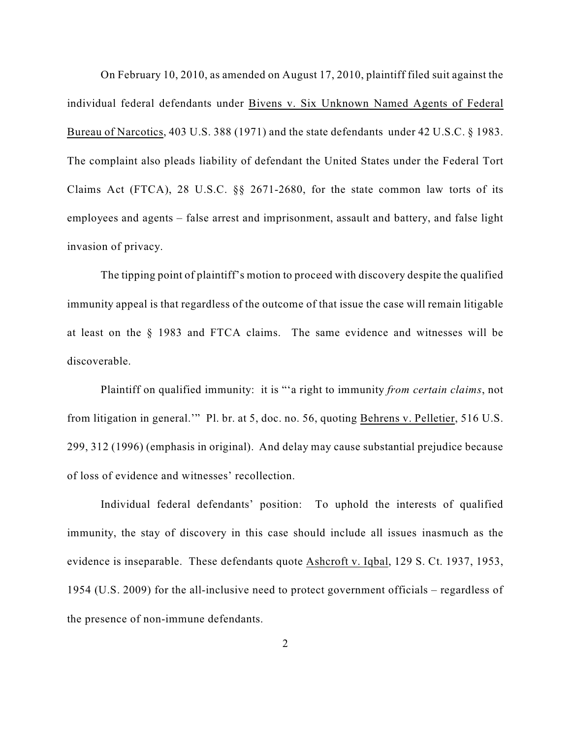On February 10, 2010, as amended on August 17, 2010, plaintiff filed suit against the individual federal defendants under Bivens v. Six Unknown Named Agents of Federal Bureau of Narcotics, 403 U.S. 388 (1971) and the state defendants under 42 U.S.C. § 1983. The complaint also pleads liability of defendant the United States under the Federal Tort Claims Act (FTCA), 28 U.S.C. §§ 2671-2680, for the state common law torts of its employees and agents – false arrest and imprisonment, assault and battery, and false light invasion of privacy.

The tipping point of plaintiff's motion to proceed with discovery despite the qualified immunity appeal is that regardless of the outcome of that issue the case will remain litigable at least on the § 1983 and FTCA claims. The same evidence and witnesses will be discoverable.

Plaintiff on qualified immunity: it is "'a right to immunity *from certain claims*, not from litigation in general.'" Pl. br. at 5, doc. no. 56, quoting Behrens v. Pelletier, 516 U.S. 299, 312 (1996) (emphasis in original). And delay may cause substantial prejudice because of loss of evidence and witnesses' recollection.

Individual federal defendants' position: To uphold the interests of qualified immunity, the stay of discovery in this case should include all issues inasmuch as the evidence is inseparable. These defendants quote Ashcroft v. Iqbal, 129 S. Ct. 1937, 1953, 1954 (U.S. 2009) for the all-inclusive need to protect government officials – regardless of the presence of non-immune defendants.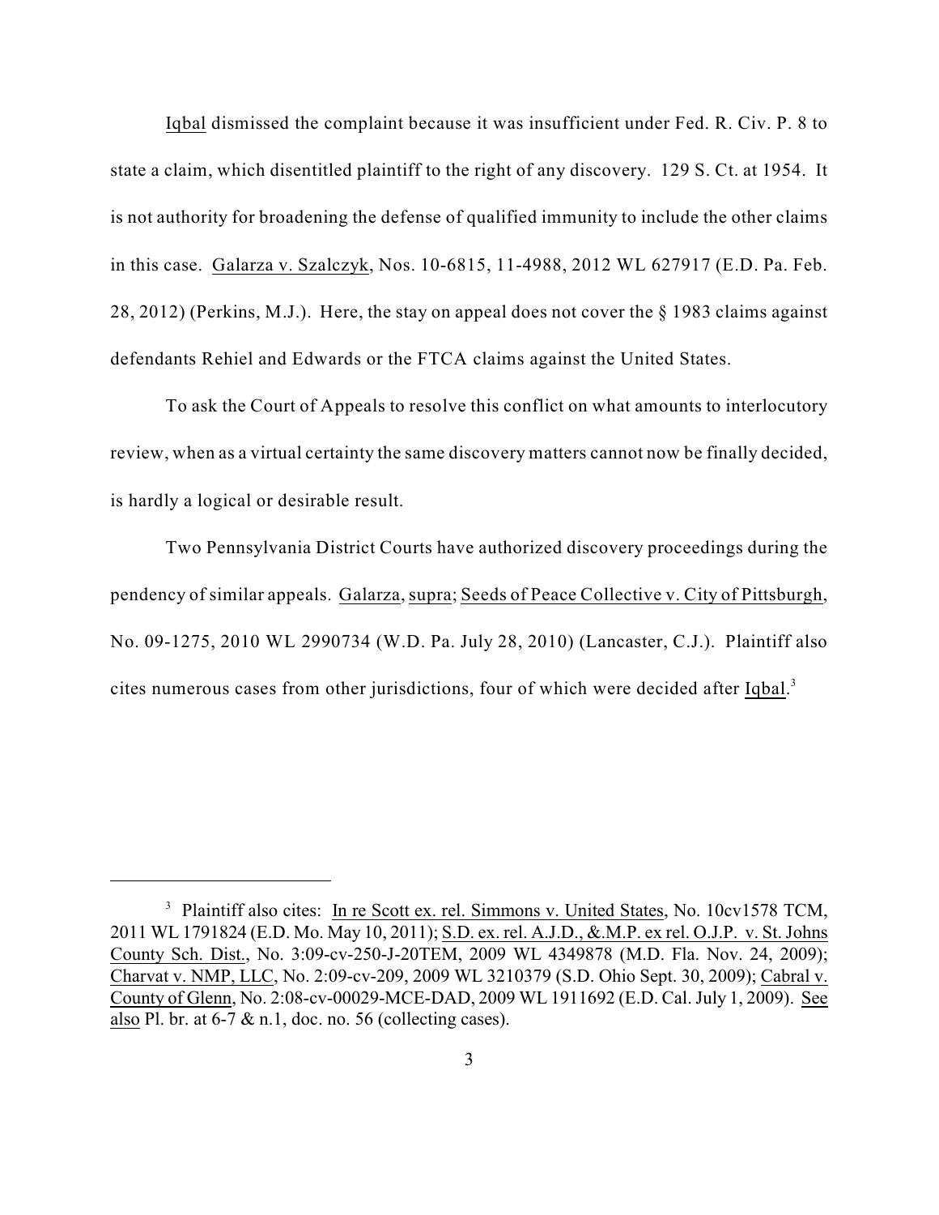Iqbal dismissed the complaint because it was insufficient under Fed. R. Civ. P. 8 to state a claim, which disentitled plaintiff to the right of any discovery. 129 S. Ct. at 1954. It is not authority for broadening the defense of qualified immunity to include the other claims in this case. Galarza v. Szalczyk, Nos. 10-6815, 11-4988, 2012 WL 627917 (E.D. Pa. Feb. 28, 2012) (Perkins, M.J.). Here, the stay on appeal does not cover the § 1983 claims against defendants Rehiel and Edwards or the FTCA claims against the United States.

To ask the Court of Appeals to resolve this conflict on what amounts to interlocutory review, when as a virtual certainty the same discovery matters cannot now be finally decided, is hardly a logical or desirable result.

Two Pennsylvania District Courts have authorized discovery proceedings during the pendency of similar appeals. Galarza, supra; Seeds of Peace Collective v. City of Pittsburgh, No. 09-1275, 2010 WL 2990734 (W.D. Pa. July 28, 2010) (Lancaster, C.J.). Plaintiff also cites numerous cases from other jurisdictions, four of which were decided after Iqbal.[3]

---

[3] Plaintiff also cites: In re Scott ex. rel. Simmons v. United States, No. 10cv1578 TCM, 2011 WL 1791824 (E.D. Mo. May 10, 2011); S.D. ex. rel. A.J.D., &.M.P. ex rel. O.J.P. v. St. Johns County Sch. Dist., No. 3:09-cv-250-J-20TEM, 2009 WL 4349878 (M.D. Fla. Nov. 24, 2009); Charvat v. NMP, LLC, No. 2:09-cv-209, 2009 WL 3210379 (S.D. Ohio Sept. 30, 2009); Cabral v. County of Glenn, No. 2:08-cv-00029-MCE-DAD, 2009 WL 1911692 (E.D. Cal. July 1, 2009). See also Pl. br. at 6-7 & n.1, doc. no. 56 (collecting cases).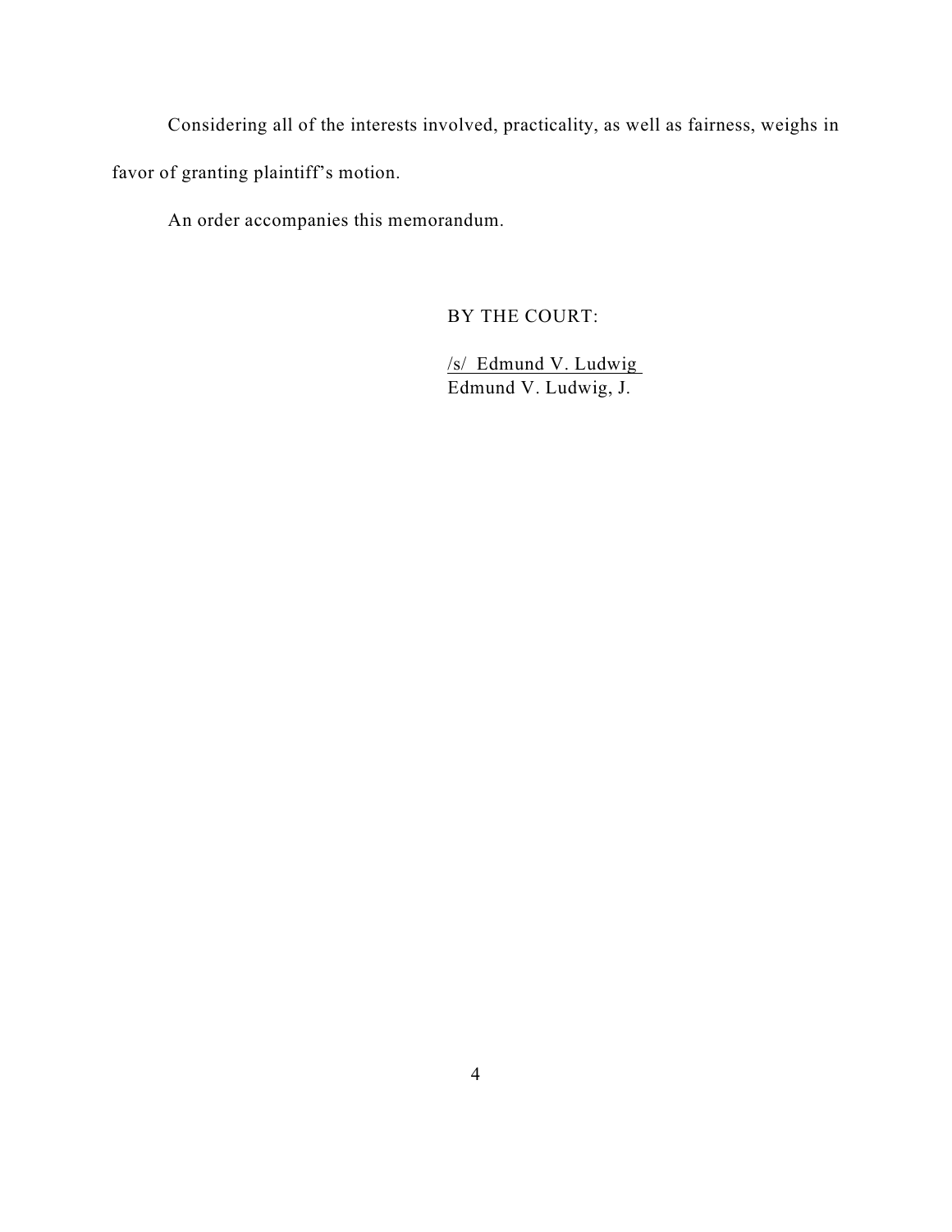Considering all of the interests involved, practicality, as well as fairness, weighs in favor of granting plaintiff's motion.

An order accompanies this memorandum.

BY THE COURT:

/s/ Edmund V. Ludwig
Edmund V. Ludwig, J.